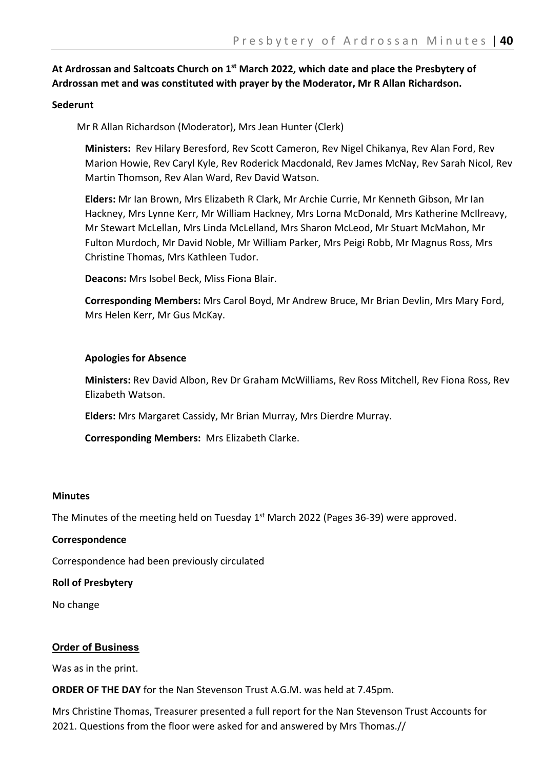**At Ardrossan and Saltcoats Church on 1st March 2022, which date and place the Presbytery of Ardrossan met and was constituted with prayer by the Moderator, Mr R Allan Richardson.**

**Sederunt**

Mr R Allan Richardson (Moderator), Mrs Jean Hunter (Clerk)

**Ministers:** Rev Hilary Beresford, Rev Scott Cameron, Rev Nigel Chikanya, Rev Alan Ford, Rev Marion Howie, Rev Caryl Kyle, Rev Roderick Macdonald, Rev James McNay, Rev Sarah Nicol, Rev Martin Thomson, Rev Alan Ward, Rev David Watson.

**Elders:** Mr Ian Brown, Mrs Elizabeth R Clark, Mr Archie Currie, Mr Kenneth Gibson, Mr Ian Hackney, Mrs Lynne Kerr, Mr William Hackney, Mrs Lorna McDonald, Mrs Katherine McIlreavy, Mr Stewart McLellan, Mrs Linda McLelland, Mrs Sharon McLeod, Mr Stuart McMahon, Mr Fulton Murdoch, Mr David Noble, Mr William Parker, Mrs Peigi Robb, Mr Magnus Ross, Mrs Christine Thomas, Mrs Kathleen Tudor.

**Deacons:** Mrs Isobel Beck, Miss Fiona Blair.

**Corresponding Members:** Mrs Carol Boyd, Mr Andrew Bruce, Mr Brian Devlin, Mrs Mary Ford, Mrs Helen Kerr, Mr Gus McKay.

**Apologies for Absence**

**Ministers:** Rev David Albon, Rev Dr Graham McWilliams, Rev Ross Mitchell, Rev Fiona Ross, Rev Elizabeth Watson.

**Elders:** Mrs Margaret Cassidy, Mr Brian Murray, Mrs Dierdre Murray.

**Corresponding Members:** Mrs Elizabeth Clarke.

**Minutes**

The Minutes of the meeting held on Tuesday 1st March 2022 (Pages 36-39) were approved.

**Correspondence**

Correspondence had been previously circulated

**Roll of Presbytery**

No change

**Order of Business**

Was as in the print.

**ORDER OF THE DAY** for the Nan Stevenson Trust A.G.M. was held at 7.45pm.

Mrs Christine Thomas, Treasurer presented a full report for the Nan Stevenson Trust Accounts for 2021. Questions from the floor were asked for and answered by Mrs Thomas.//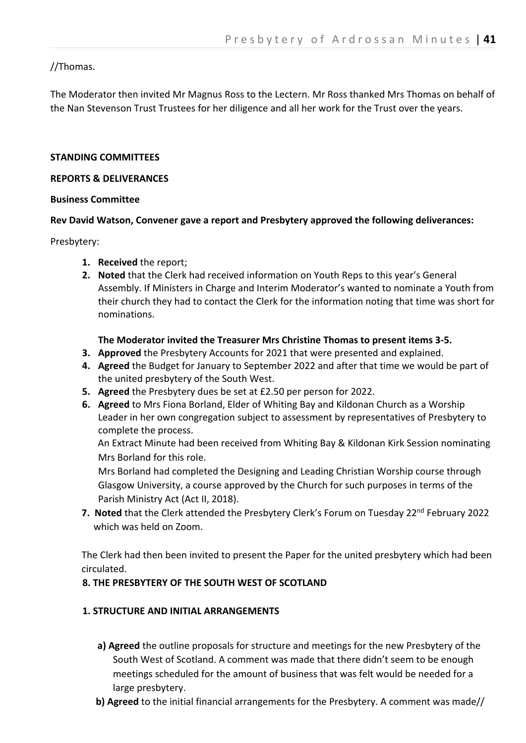//Thomas.

The Moderator then invited Mr Magnus Ross to the Lectern. Mr Ross thanked Mrs Thomas on behalf of the Nan Stevenson Trust Trustees for her diligence and all her work for the Trust over the years.

**STANDING COMMITTEES**

**REPORTS & DELIVERANCES**

**Business Committee**

**Rev David Watson, Convener gave a report and Presbytery approved the following deliverances:**

Presbytery:

1. **Received** the report;
2. **Noted** that the Clerk had received information on Youth Reps to this year's General Assembly. If Ministers in Charge and Interim Moderator's wanted to nominate a Youth from their church they had to contact the Clerk for the information noting that time was short for nominations.

   **The Moderator invited the Treasurer Mrs Christine Thomas to present items 3-5.**
3. **Approved** the Presbytery Accounts for 2021 that were presented and explained.
4. **Agreed** the Budget for January to September 2022 and after that time we would be part of the united presbytery of the South West.
5. **Agreed** the Presbytery dues be set at £2.50 per person for 2022.
6. **Agreed** to Mrs Fiona Borland, Elder of Whiting Bay and Kildonan Church as a Worship Leader in her own congregation subject to assessment by representatives of Presbytery to complete the process.
   An Extract Minute had been received from Whiting Bay & Kildonan Kirk Session nominating Mrs Borland for this role.
   Mrs Borland had completed the Designing and Leading Christian Worship course through Glasgow University, a course approved by the Church for such purposes in terms of the Parish Ministry Act (Act II, 2018).
7. **Noted** that the Clerk attended the Presbytery Clerk's Forum on Tuesday 22nd February 2022 which was held on Zoom.

The Clerk had then been invited to present the Paper for the united presbytery which had been circulated.

**8. THE PRESBYTERY OF THE SOUTH WEST OF SCOTLAND**

**1. STRUCTURE AND INITIAL ARRANGEMENTS**

- **a) Agreed** the outline proposals for structure and meetings for the new Presbytery of the South West of Scotland. A comment was made that there didn't seem to be enough meetings scheduled for the amount of business that was felt would be needed for a large presbytery.
- **b) Agreed** to the initial financial arrangements for the Presbytery. A comment was made//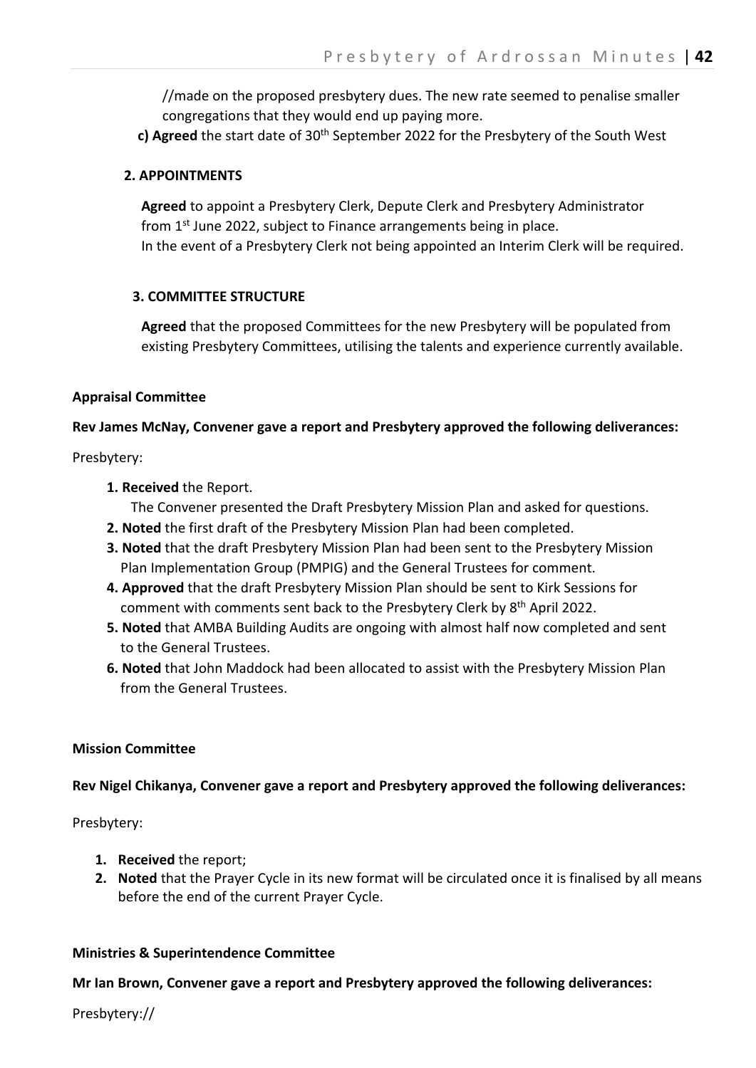//made on the proposed presbytery dues. The new rate seemed to penalise smaller congregations that they would end up paying more.

**c) Agreed** the start date of 30th September 2022 for the Presbytery of the South West

**2. APPOINTMENTS**

**Agreed** to appoint a Presbytery Clerk, Depute Clerk and Presbytery Administrator from 1st June 2022, subject to Finance arrangements being in place.
In the event of a Presbytery Clerk not being appointed an Interim Clerk will be required.

**3. COMMITTEE STRUCTURE**

**Agreed** that the proposed Committees for the new Presbytery will be populated from existing Presbytery Committees, utilising the talents and experience currently available.

**Appraisal Committee**

**Rev James McNay, Convener gave a report and Presbytery approved the following deliverances:**

Presbytery:

1. **Received** the Report.
   The Convener presented the Draft Presbytery Mission Plan and asked for questions.
2. **Noted** the first draft of the Presbytery Mission Plan had been completed.
3. **Noted** that the draft Presbytery Mission Plan had been sent to the Presbytery Mission Plan Implementation Group (PMPIG) and the General Trustees for comment.
4. **Approved** that the draft Presbytery Mission Plan should be sent to Kirk Sessions for comment with comments sent back to the Presbytery Clerk by 8th April 2022.
5. **Noted** that AMBA Building Audits are ongoing with almost half now completed and sent to the General Trustees.
6. **Noted** that John Maddock had been allocated to assist with the Presbytery Mission Plan from the General Trustees.

**Mission Committee**

**Rev Nigel Chikanya, Convener gave a report and Presbytery approved the following deliverances:**

Presbytery:

1. **Received** the report;
2. **Noted** that the Prayer Cycle in its new format will be circulated once it is finalised by all means before the end of the current Prayer Cycle.

**Ministries & Superintendence Committee**

**Mr Ian Brown, Convener gave a report and Presbytery approved the following deliverances:**

Presbytery://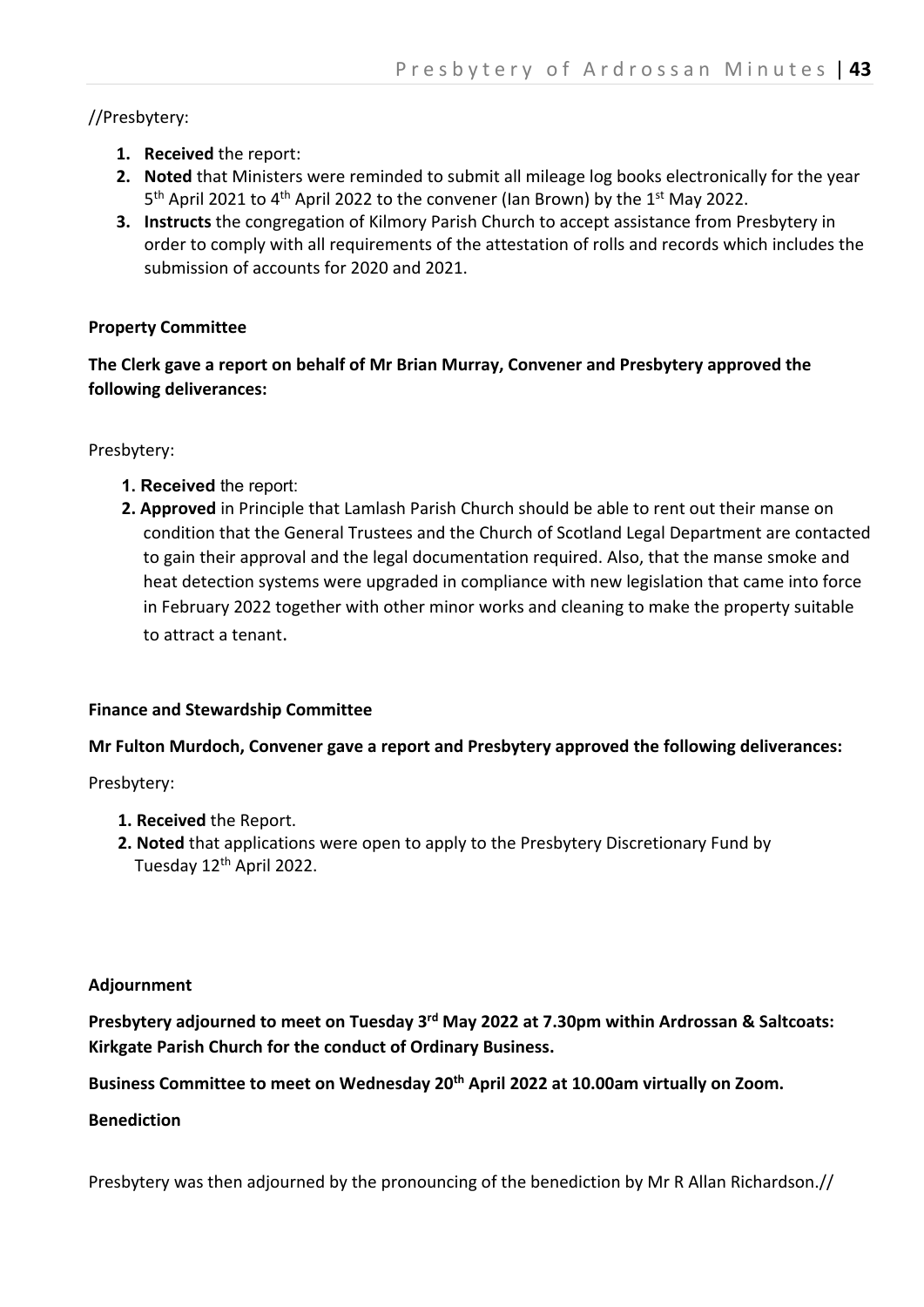//Presbytery:

1. **Received** the report:
2. **Noted** that Ministers were reminded to submit all mileage log books electronically for the year 5th April 2021 to 4th April 2022 to the convener (Ian Brown) by the 1st May 2022.
3. **Instructs** the congregation of Kilmory Parish Church to accept assistance from Presbytery in order to comply with all requirements of the attestation of rolls and records which includes the submission of accounts for 2020 and 2021.

**Property Committee**

**The Clerk gave a report on behalf of Mr Brian Murray, Convener and Presbytery approved the following deliverances:**

Presbytery:

1. **Received** the report:
2. **Approved** in Principle that Lamlash Parish Church should be able to rent out their manse on condition that the General Trustees and the Church of Scotland Legal Department are contacted to gain their approval and the legal documentation required. Also, that the manse smoke and heat detection systems were upgraded in compliance with new legislation that came into force in February 2022 together with other minor works and cleaning to make the property suitable to attract a tenant.

**Finance and Stewardship Committee**

**Mr Fulton Murdoch, Convener gave a report and Presbytery approved the following deliverances:**

Presbytery:

1. **Received** the Report.
2. **Noted** that applications were open to apply to the Presbytery Discretionary Fund by Tuesday 12th April 2022.

**Adjournment**

**Presbytery adjourned to meet on Tuesday 3rd May 2022 at 7.30pm within Ardrossan & Saltcoats: Kirkgate Parish Church for the conduct of Ordinary Business.**

**Business Committee to meet on Wednesday 20th April 2022 at 10.00am virtually on Zoom.**

**Benediction**

Presbytery was then adjourned by the pronouncing of the benediction by Mr R Allan Richardson.//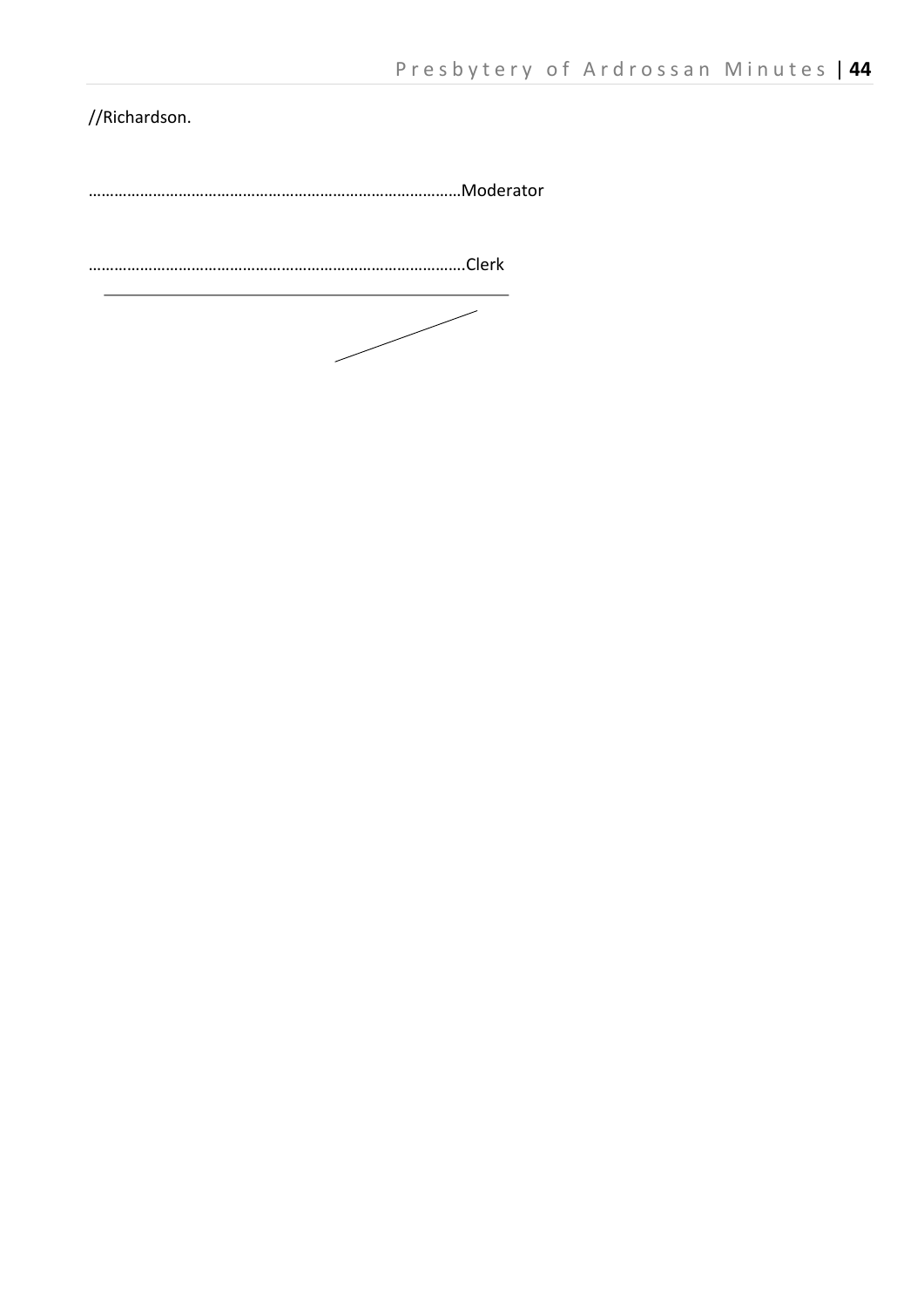//Richardson.

……………………………………………………………………………Moderator

…………………………………………………………………………….Clerk